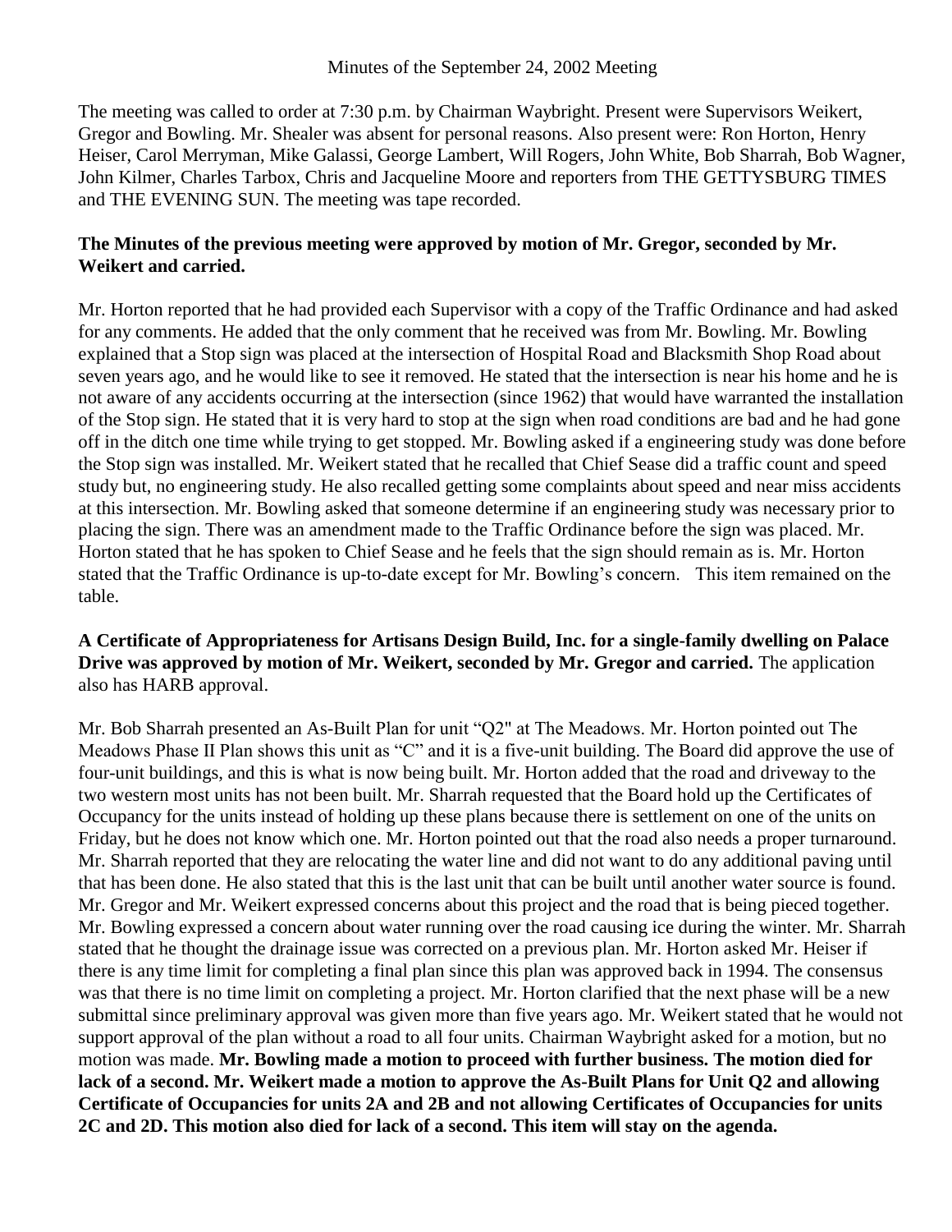Minutes of the September 24, 2002 Meeting

The meeting was called to order at 7:30 p.m. by Chairman Waybright. Present were Supervisors Weikert, Gregor and Bowling. Mr. Shealer was absent for personal reasons. Also present were: Ron Horton, Henry Heiser, Carol Merryman, Mike Galassi, George Lambert, Will Rogers, John White, Bob Sharrah, Bob Wagner, John Kilmer, Charles Tarbox, Chris and Jacqueline Moore and reporters from THE GETTYSBURG TIMES and THE EVENING SUN. The meeting was tape recorded.

**The Minutes of the previous meeting were approved by motion of Mr. Gregor, seconded by Mr. Weikert and carried.**

Mr. Horton reported that he had provided each Supervisor with a copy of the Traffic Ordinance and had asked for any comments. He added that the only comment that he received was from Mr. Bowling. Mr. Bowling explained that a Stop sign was placed at the intersection of Hospital Road and Blacksmith Shop Road about seven years ago, and he would like to see it removed. He stated that the intersection is near his home and he is not aware of any accidents occurring at the intersection (since 1962) that would have warranted the installation of the Stop sign. He stated that it is very hard to stop at the sign when road conditions are bad and he had gone off in the ditch one time while trying to get stopped. Mr. Bowling asked if a engineering study was done before the Stop sign was installed. Mr. Weikert stated that he recalled that Chief Sease did a traffic count and speed study but, no engineering study. He also recalled getting some complaints about speed and near miss accidents at this intersection. Mr. Bowling asked that someone determine if an engineering study was necessary prior to placing the sign. There was an amendment made to the Traffic Ordinance before the sign was placed. Mr. Horton stated that he has spoken to Chief Sease and he feels that the sign should remain as is. Mr. Horton stated that the Traffic Ordinance is up-to-date except for Mr. Bowling's concern. This item remained on the table.

**A Certificate of Appropriateness for Artisans Design Build, Inc. for a single-family dwelling on Palace Drive was approved by motion of Mr. Weikert, seconded by Mr. Gregor and carried.** The application also has HARB approval.

Mr. Bob Sharrah presented an As-Built Plan for unit "Q2" at The Meadows. Mr. Horton pointed out The Meadows Phase II Plan shows this unit as "C" and it is a five-unit building. The Board did approve the use of four-unit buildings, and this is what is now being built. Mr. Horton added that the road and driveway to the two western most units has not been built. Mr. Sharrah requested that the Board hold up the Certificates of Occupancy for the units instead of holding up these plans because there is settlement on one of the units on Friday, but he does not know which one. Mr. Horton pointed out that the road also needs a proper turnaround. Mr. Sharrah reported that they are relocating the water line and did not want to do any additional paving until that has been done. He also stated that this is the last unit that can be built until another water source is found. Mr. Gregor and Mr. Weikert expressed concerns about this project and the road that is being pieced together. Mr. Bowling expressed a concern about water running over the road causing ice during the winter. Mr. Sharrah stated that he thought the drainage issue was corrected on a previous plan. Mr. Horton asked Mr. Heiser if there is any time limit for completing a final plan since this plan was approved back in 1994. The consensus was that there is no time limit on completing a project. Mr. Horton clarified that the next phase will be a new submittal since preliminary approval was given more than five years ago. Mr. Weikert stated that he would not support approval of the plan without a road to all four units. Chairman Waybright asked for a motion, but no motion was made. **Mr. Bowling made a motion to proceed with further business. The motion died for lack of a second. Mr. Weikert made a motion to approve the As-Built Plans for Unit Q2 and allowing Certificate of Occupancies for units 2A and 2B and not allowing Certificates of Occupancies for units 2C and 2D. This motion also died for lack of a second. This item will stay on the agenda.**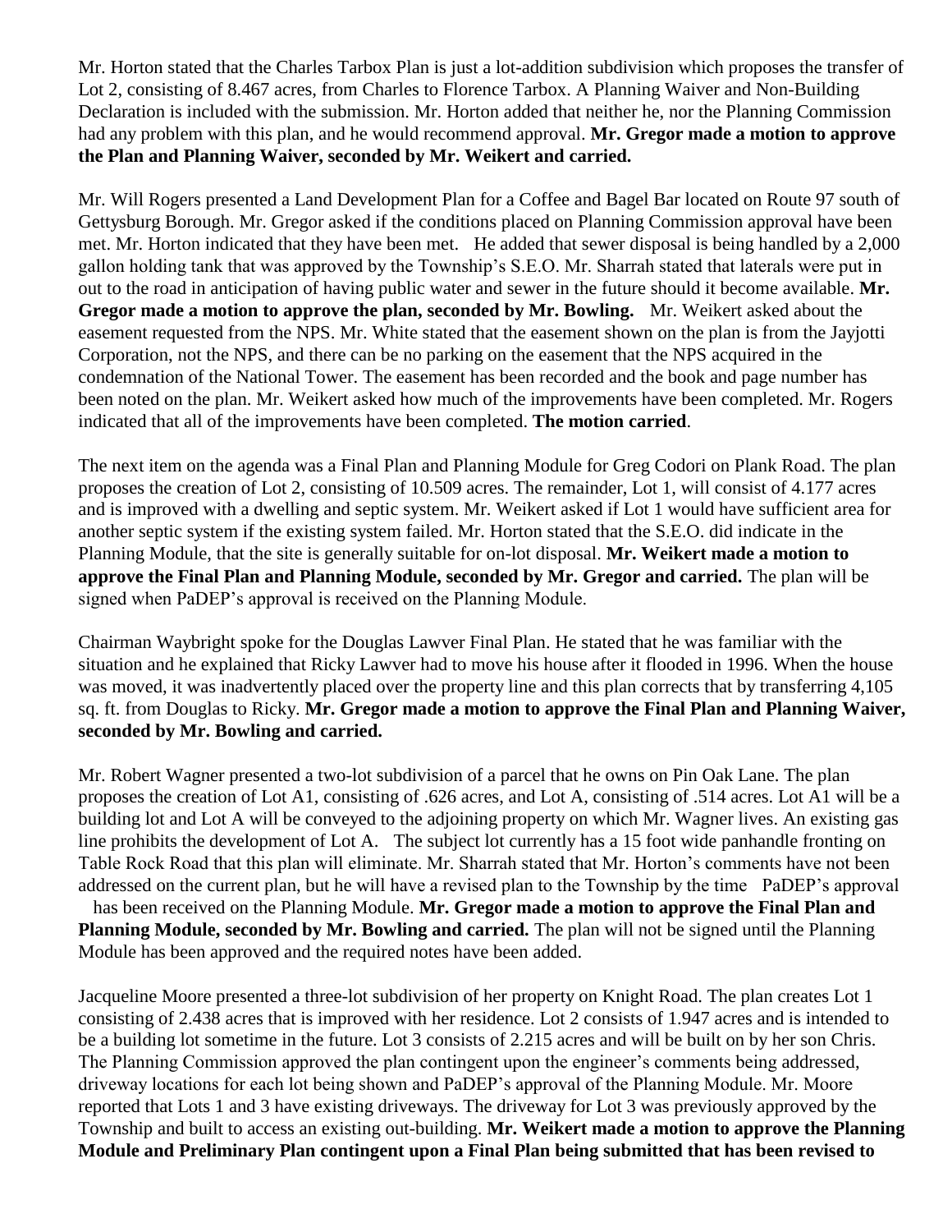Mr. Horton stated that the Charles Tarbox Plan is just a lot-addition subdivision which proposes the transfer of Lot 2, consisting of 8.467 acres, from Charles to Florence Tarbox. A Planning Waiver and Non-Building Declaration is included with the submission. Mr. Horton added that neither he, nor the Planning Commission had any problem with this plan, and he would recommend approval. **Mr. Gregor made a motion to approve the Plan and Planning Waiver, seconded by Mr. Weikert and carried.**

Mr. Will Rogers presented a Land Development Plan for a Coffee and Bagel Bar located on Route 97 south of Gettysburg Borough. Mr. Gregor asked if the conditions placed on Planning Commission approval have been met. Mr. Horton indicated that they have been met. He added that sewer disposal is being handled by a 2,000 gallon holding tank that was approved by the Township's S.E.O. Mr. Sharrah stated that laterals were put in out to the road in anticipation of having public water and sewer in the future should it become available. **Mr. Gregor made a motion to approve the plan, seconded by Mr. Bowling.** Mr. Weikert asked about the easement requested from the NPS. Mr. White stated that the easement shown on the plan is from the Jayjotti Corporation, not the NPS, and there can be no parking on the easement that the NPS acquired in the condemnation of the National Tower. The easement has been recorded and the book and page number has been noted on the plan. Mr. Weikert asked how much of the improvements have been completed. Mr. Rogers indicated that all of the improvements have been completed. **The motion carried**.

The next item on the agenda was a Final Plan and Planning Module for Greg Codori on Plank Road. The plan proposes the creation of Lot 2, consisting of 10.509 acres. The remainder, Lot 1, will consist of 4.177 acres and is improved with a dwelling and septic system. Mr. Weikert asked if Lot 1 would have sufficient area for another septic system if the existing system failed. Mr. Horton stated that the S.E.O. did indicate in the Planning Module, that the site is generally suitable for on-lot disposal. **Mr. Weikert made a motion to approve the Final Plan and Planning Module, seconded by Mr. Gregor and carried.** The plan will be signed when PaDEP's approval is received on the Planning Module.

Chairman Waybright spoke for the Douglas Lawver Final Plan. He stated that he was familiar with the situation and he explained that Ricky Lawver had to move his house after it flooded in 1996. When the house was moved, it was inadvertently placed over the property line and this plan corrects that by transferring 4,105 sq. ft. from Douglas to Ricky. **Mr. Gregor made a motion to approve the Final Plan and Planning Waiver, seconded by Mr. Bowling and carried.**

Mr. Robert Wagner presented a two-lot subdivision of a parcel that he owns on Pin Oak Lane. The plan proposes the creation of Lot A1, consisting of .626 acres, and Lot A, consisting of .514 acres. Lot A1 will be a building lot and Lot A will be conveyed to the adjoining property on which Mr. Wagner lives. An existing gas line prohibits the development of Lot A. The subject lot currently has a 15 foot wide panhandle fronting on Table Rock Road that this plan will eliminate. Mr. Sharrah stated that Mr. Horton's comments have not been addressed on the current plan, but he will have a revised plan to the Township by the time PaDEP's approval has been received on the Planning Module. **Mr. Gregor made a motion to approve the Final Plan and Planning Module, seconded by Mr. Bowling and carried.** The plan will not be signed until the Planning Module has been approved and the required notes have been added.

Jacqueline Moore presented a three-lot subdivision of her property on Knight Road. The plan creates Lot 1 consisting of 2.438 acres that is improved with her residence. Lot 2 consists of 1.947 acres and is intended to be a building lot sometime in the future. Lot 3 consists of 2.215 acres and will be built on by her son Chris. The Planning Commission approved the plan contingent upon the engineer's comments being addressed, driveway locations for each lot being shown and PaDEP's approval of the Planning Module. Mr. Moore reported that Lots 1 and 3 have existing driveways. The driveway for Lot 3 was previously approved by the Township and built to access an existing out-building. **Mr. Weikert made a motion to approve the Planning Module and Preliminary Plan contingent upon a Final Plan being submitted that has been revised to**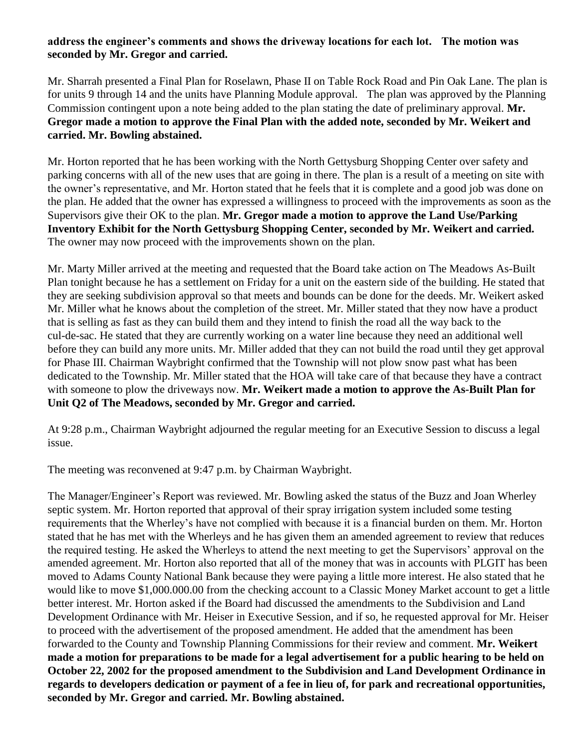**address the engineer's comments and shows the driveway locations for each lot. The motion was seconded by Mr. Gregor and carried.**

Mr. Sharrah presented a Final Plan for Roselawn, Phase II on Table Rock Road and Pin Oak Lane. The plan is for units 9 through 14 and the units have Planning Module approval. The plan was approved by the Planning Commission contingent upon a note being added to the plan stating the date of preliminary approval. **Mr. Gregor made a motion to approve the Final Plan with the added note, seconded by Mr. Weikert and carried. Mr. Bowling abstained.**

Mr. Horton reported that he has been working with the North Gettysburg Shopping Center over safety and parking concerns with all of the new uses that are going in there. The plan is a result of a meeting on site with the owner's representative, and Mr. Horton stated that he feels that it is complete and a good job was done on the plan. He added that the owner has expressed a willingness to proceed with the improvements as soon as the Supervisors give their OK to the plan. **Mr. Gregor made a motion to approve the Land Use/Parking Inventory Exhibit for the North Gettysburg Shopping Center, seconded by Mr. Weikert and carried.** The owner may now proceed with the improvements shown on the plan.

Mr. Marty Miller arrived at the meeting and requested that the Board take action on The Meadows As-Built Plan tonight because he has a settlement on Friday for a unit on the eastern side of the building. He stated that they are seeking subdivision approval so that meets and bounds can be done for the deeds. Mr. Weikert asked Mr. Miller what he knows about the completion of the street. Mr. Miller stated that they now have a product that is selling as fast as they can build them and they intend to finish the road all the way back to the cul-de-sac. He stated that they are currently working on a water line because they need an additional well before they can build any more units. Mr. Miller added that they can not build the road until they get approval for Phase III. Chairman Waybright confirmed that the Township will not plow snow past what has been dedicated to the Township. Mr. Miller stated that the HOA will take care of that because they have a contract with someone to plow the driveways now. **Mr. Weikert made a motion to approve the As-Built Plan for Unit Q2 of The Meadows, seconded by Mr. Gregor and carried.**

At 9:28 p.m., Chairman Waybright adjourned the regular meeting for an Executive Session to discuss a legal issue.

The meeting was reconvened at 9:47 p.m. by Chairman Waybright.

The Manager/Engineer's Report was reviewed. Mr. Bowling asked the status of the Buzz and Joan Wherley septic system. Mr. Horton reported that approval of their spray irrigation system included some testing requirements that the Wherley's have not complied with because it is a financial burden on them. Mr. Horton stated that he has met with the Wherleys and he has given them an amended agreement to review that reduces the required testing. He asked the Wherleys to attend the next meeting to get the Supervisors' approval on the amended agreement. Mr. Horton also reported that all of the money that was in accounts with PLGIT has been moved to Adams County National Bank because they were paying a little more interest. He also stated that he would like to move $1,000.000.00 from the checking account to a Classic Money Market account to get a little better interest. Mr. Horton asked if the Board had discussed the amendments to the Subdivision and Land Development Ordinance with Mr. Heiser in Executive Session, and if so, he requested approval for Mr. Heiser to proceed with the advertisement of the proposed amendment. He added that the amendment has been forwarded to the County and Township Planning Commissions for their review and comment. **Mr. Weikert made a motion for preparations to be made for a legal advertisement for a public hearing to be held on October 22, 2002 for the proposed amendment to the Subdivision and Land Development Ordinance in regards to developers dedication or payment of a fee in lieu of, for park and recreational opportunities, seconded by Mr. Gregor and carried. Mr. Bowling abstained.**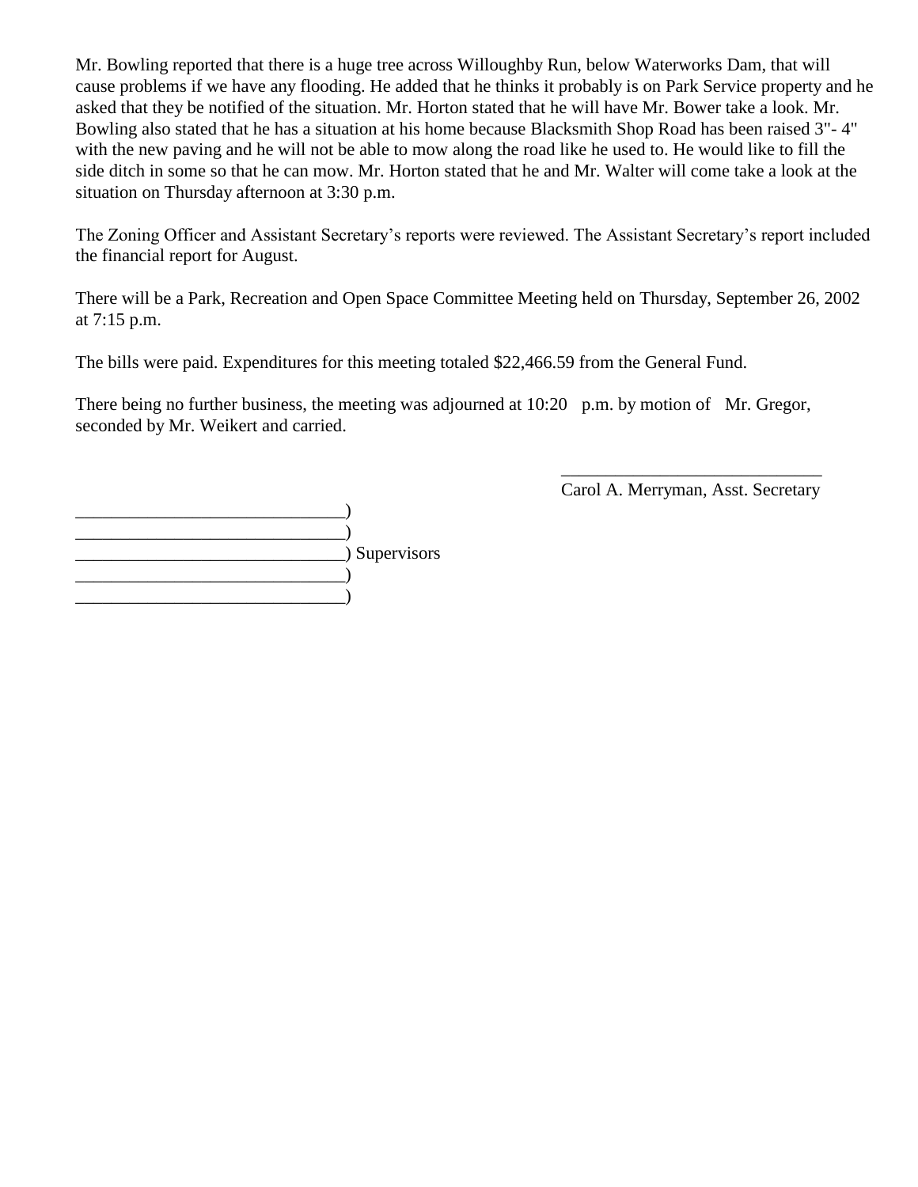Mr. Bowling reported that there is a huge tree across Willoughby Run, below Waterworks Dam, that will cause problems if we have any flooding. He added that he thinks it probably is on Park Service property and he asked that they be notified of the situation. Mr. Horton stated that he will have Mr. Bower take a look. Mr. Bowling also stated that he has a situation at his home because Blacksmith Shop Road has been raised 3"- 4" with the new paving and he will not be able to mow along the road like he used to. He would like to fill the side ditch in some so that he can mow. Mr. Horton stated that he and Mr. Walter will come take a look at the situation on Thursday afternoon at 3:30 p.m.

The Zoning Officer and Assistant Secretary's reports were reviewed. The Assistant Secretary's report included the financial report for August.

There will be a Park, Recreation and Open Space Committee Meeting held on Thursday, September 26, 2002 at 7:15 p.m.

The bills were paid. Expenditures for this meeting totaled $22,466.59 from the General Fund.

There being no further business, the meeting was adjourned at 10:20 p.m. by motion of Mr. Gregor, seconded by Mr. Weikert and carried.

\_\_\_\_\_\_\_\_\_\_\_\_\_\_\_\_\_\_\_\_\_\_\_\_\_\_\_\_\_\_
Carol A. Merryman, Asst. Secretary

\_\_\_\_\_\_\_\_\_\_\_\_\_\_\_\_\_\_\_\_\_\_\_\_\_\_\_\_\_\_)
\_\_\_\_\_\_\_\_\_\_\_\_\_\_\_\_\_\_\_\_\_\_\_\_\_\_\_\_\_\_)
\_\_\_\_\_\_\_\_\_\_\_\_\_\_\_\_\_\_\_\_\_\_\_\_\_\_\_\_\_\_) Supervisors
\_\_\_\_\_\_\_\_\_\_\_\_\_\_\_\_\_\_\_\_\_\_\_\_\_\_\_\_\_\_)
\_\_\_\_\_\_\_\_\_\_\_\_\_\_\_\_\_\_\_\_\_\_\_\_\_\_\_\_\_\_)